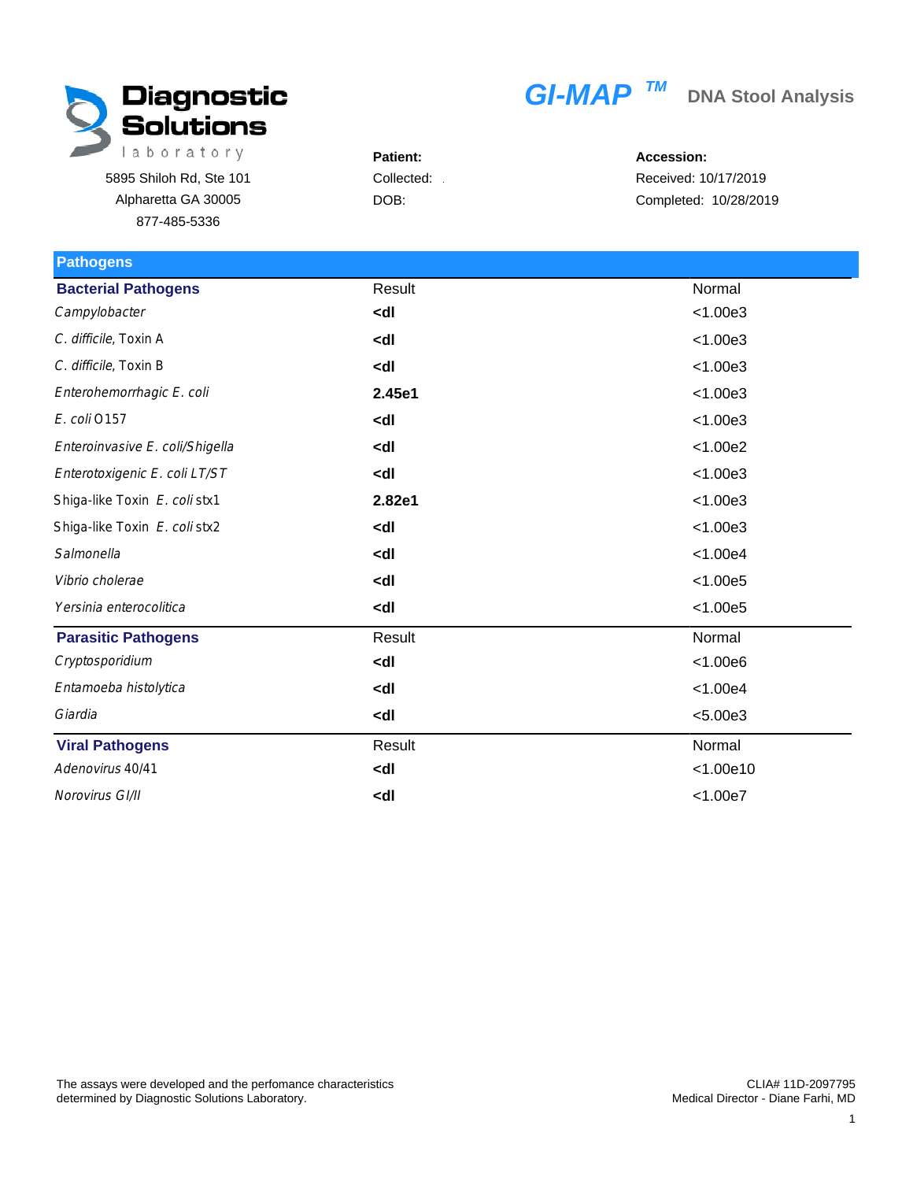# Diagnostic Solutions laboratory

5895 Shiloh Rd, Ste 101
Alpharetta GA 30005
877-485-5336

## GI-MAP TM DNA Stool Analysis

**Patient:**
Collected:
DOB:

**Accession:**
Received: 10/17/2019
Completed: 10/28/2019

## Pathogens

| Bacterial Pathogens | Result | Normal |
|---|---|---|
| *Campylobacter* | **<dl** | <1.00e3 |
| *C. difficile*, Toxin A | **<dl** | <1.00e3 |
| *C. difficile*, Toxin B | **<dl** | <1.00e3 |
| *Enterohemorrhagic E. coli* | **2.45e1** | <1.00e3 |
| *E. coli* O157 | **<dl** | <1.00e3 |
| *Enteroinvasive E. coli/Shigella* | **<dl** | <1.00e2 |
| *Enterotoxigenic E. coli LT/ST* | **<dl** | <1.00e3 |
| Shiga-like Toxin *E. coli* stx1 | **2.82e1** | <1.00e3 |
| Shiga-like Toxin *E. coli* stx2 | **<dl** | <1.00e3 |
| *Salmonella* | **<dl** | <1.00e4 |
| *Vibrio cholerae* | **<dl** | <1.00e5 |
| *Yersinia enterocolitica* | **<dl** | <1.00e5 |

| Parasitic Pathogens | Result | Normal |
|---|---|---|
| *Cryptosporidium* | **<dl** | <1.00e6 |
| *Entamoeba histolytica* | **<dl** | <1.00e4 |
| *Giardia* | **<dl** | <5.00e3 |

| Viral Pathogens | Result | Normal |
|---|---|---|
| *Adenovirus* 40/41 | **<dl** | <1.00e10 |
| *Norovirus* GI/II | **<dl** | <1.00e7 |

The assays were developed and the perfomance characteristics determined by Diagnostic Solutions Laboratory.

CLIA# 11D-2097795
Medical Director - Diane Farhi, MD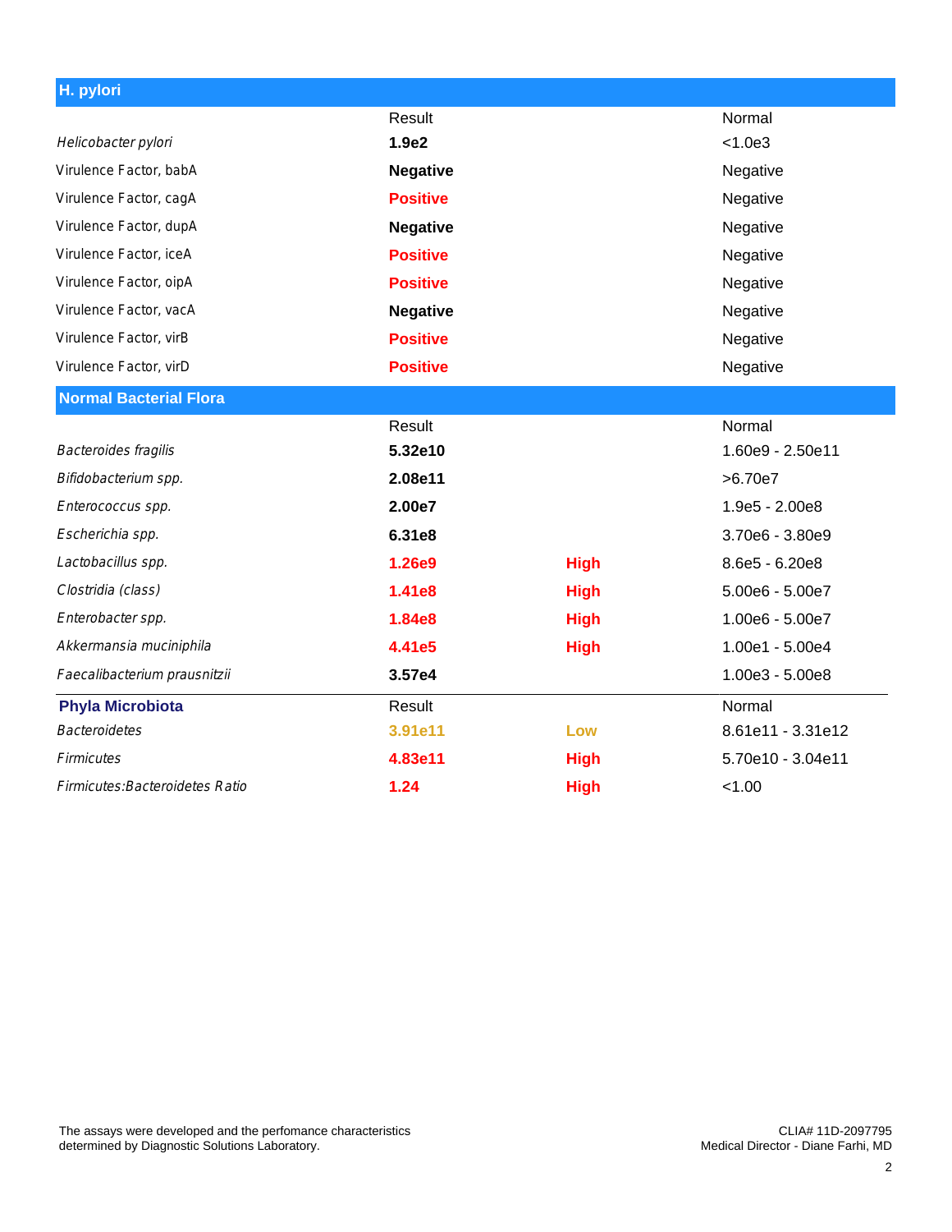## H. pylori

| | Result | | Normal |
|---|---|---|---|
| *Helicobacter pylori* | **1.9e2** | | <1.0e3 |
| Virulence Factor, babA | **Negative** | | Negative |
| Virulence Factor, cagA | **Positive** | | Negative |
| Virulence Factor, dupA | **Negative** | | Negative |
| Virulence Factor, iceA | **Positive** | | Negative |
| Virulence Factor, oipA | **Positive** | | Negative |
| Virulence Factor, vacA | **Negative** | | Negative |
| Virulence Factor, virB | **Positive** | | Negative |
| Virulence Factor, virD | **Positive** | | Negative |

## Normal Bacterial Flora

| | Result | | Normal |
|---|---|---|---|
| *Bacteroides fragilis* | **5.32e10** | | 1.60e9 - 2.50e11 |
| *Bifidobacterium spp.* | **2.08e11** | | >6.70e7 |
| *Enterococcus spp.* | **2.00e7** | | 1.9e5 - 2.00e8 |
| *Escherichia spp.* | **6.31e8** | | 3.70e6 - 3.80e9 |
| *Lactobacillus spp.* | **1.26e9** | **High** | 8.6e5 - 6.20e8 |
| *Clostridia (class)* | **1.41e8** | **High** | 5.00e6 - 5.00e7 |
| *Enterobacter spp.* | **1.84e8** | **High** | 1.00e6 - 5.00e7 |
| *Akkermansia muciniphila* | **4.41e5** | **High** | 1.00e1 - 5.00e4 |
| *Faecalibacterium prausnitzii* | **3.57e4** | | 1.00e3 - 5.00e8 |

### Phyla Microbiota

| Phyla Microbiota | Result | | Normal |
|---|---|---|---|
| *Bacteroidetes* | **3.91e11** | **Low** | 8.61e11 - 3.31e12 |
| *Firmicutes* | **4.83e11** | **High** | 5.70e10 - 3.04e11 |
| *Firmicutes:Bacteroidetes Ratio* | **1.24** | **High** | <1.00 |

The assays were developed and the perfomance characteristics determined by Diagnostic Solutions Laboratory.

CLIA# 11D-2097795
Medical Director - Diane Farhi, MD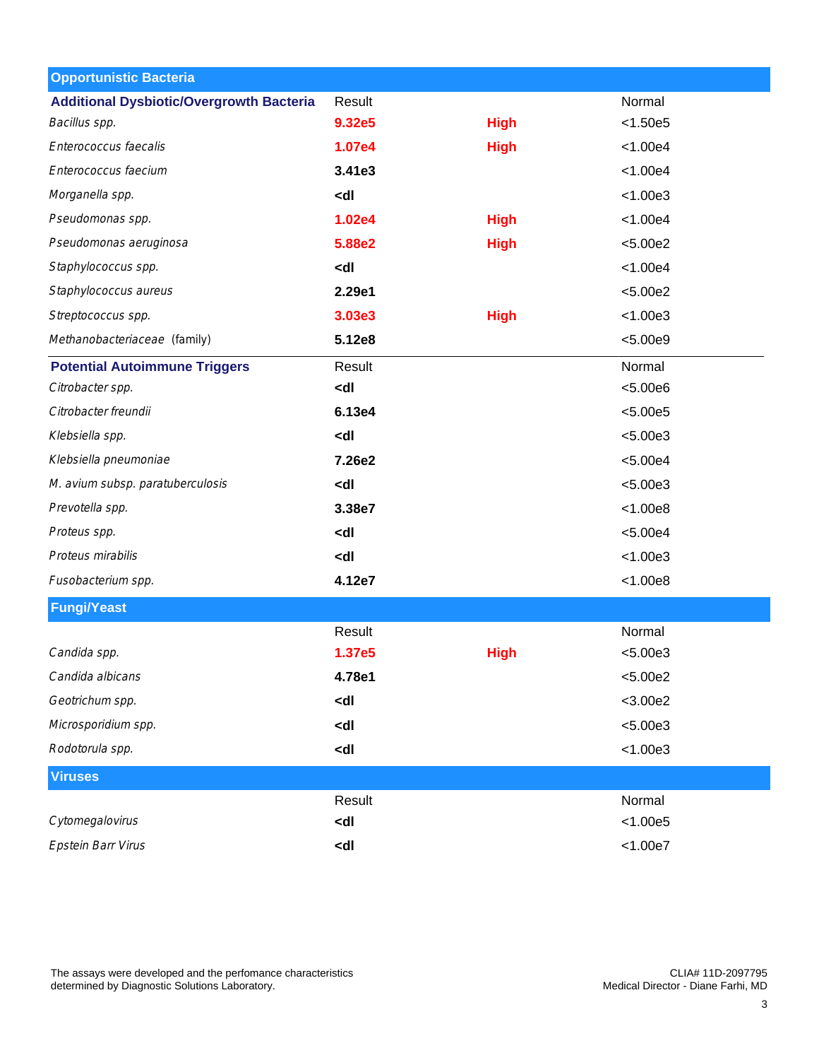## Opportunistic Bacteria

| Additional Dysbiotic/Overgrowth Bacteria | Result | | Normal |
|---|---|---|---|
| *Bacillus spp.* | **9.32e5** | **High** | <1.50e5 |
| *Enterococcus faecalis* | **1.07e4** | **High** | <1.00e4 |
| *Enterococcus faecium* | **3.41e3** | | <1.00e4 |
| *Morganella spp.* | **<dl** | | <1.00e3 |
| *Pseudomonas spp.* | **1.02e4** | **High** | <1.00e4 |
| *Pseudomonas aeruginosa* | **5.88e2** | **High** | <5.00e2 |
| *Staphylococcus spp.* | **<dl** | | <1.00e4 |
| *Staphylococcus aureus* | **2.29e1** | | <5.00e2 |
| *Streptococcus spp.* | **3.03e3** | **High** | <1.00e3 |
| *Methanobacteriaceae* (family) | **5.12e8** | | <5.00e9 |

| Potential Autoimmune Triggers | Result | | Normal |
|---|---|---|---|
| *Citrobacter spp.* | **<dl** | | <5.00e6 |
| *Citrobacter freundii* | **6.13e4** | | <5.00e5 |
| *Klebsiella spp.* | **<dl** | | <5.00e3 |
| *Klebsiella pneumoniae* | **7.26e2** | | <5.00e4 |
| *M. avium subsp. paratuberculosis* | **<dl** | | <5.00e3 |
| *Prevotella spp.* | **3.38e7** | | <1.00e8 |
| *Proteus spp.* | **<dl** | | <5.00e4 |
| *Proteus mirabilis* | **<dl** | | <1.00e3 |
| *Fusobacterium spp.* | **4.12e7** | | <1.00e8 |

## Fungi/Yeast

| | Result | | Normal |
|---|---|---|---|
| *Candida spp.* | **1.37e5** | **High** | <5.00e3 |
| *Candida albicans* | **4.78e1** | | <5.00e2 |
| *Geotrichum spp.* | **<dl** | | <3.00e2 |
| *Microsporidium spp.* | **<dl** | | <5.00e3 |
| *Rodotorula spp.* | **<dl** | | <1.00e3 |

## Viruses

| | Result | | Normal |
|---|---|---|---|
| *Cytomegalovirus* | **<dl** | | <1.00e5 |
| *Epstein Barr Virus* | **<dl** | | <1.00e7 |

The assays were developed and the perfomance characteristics determined by Diagnostic Solutions Laboratory.

CLIA# 11D-2097795
Medical Director - Diane Farhi, MD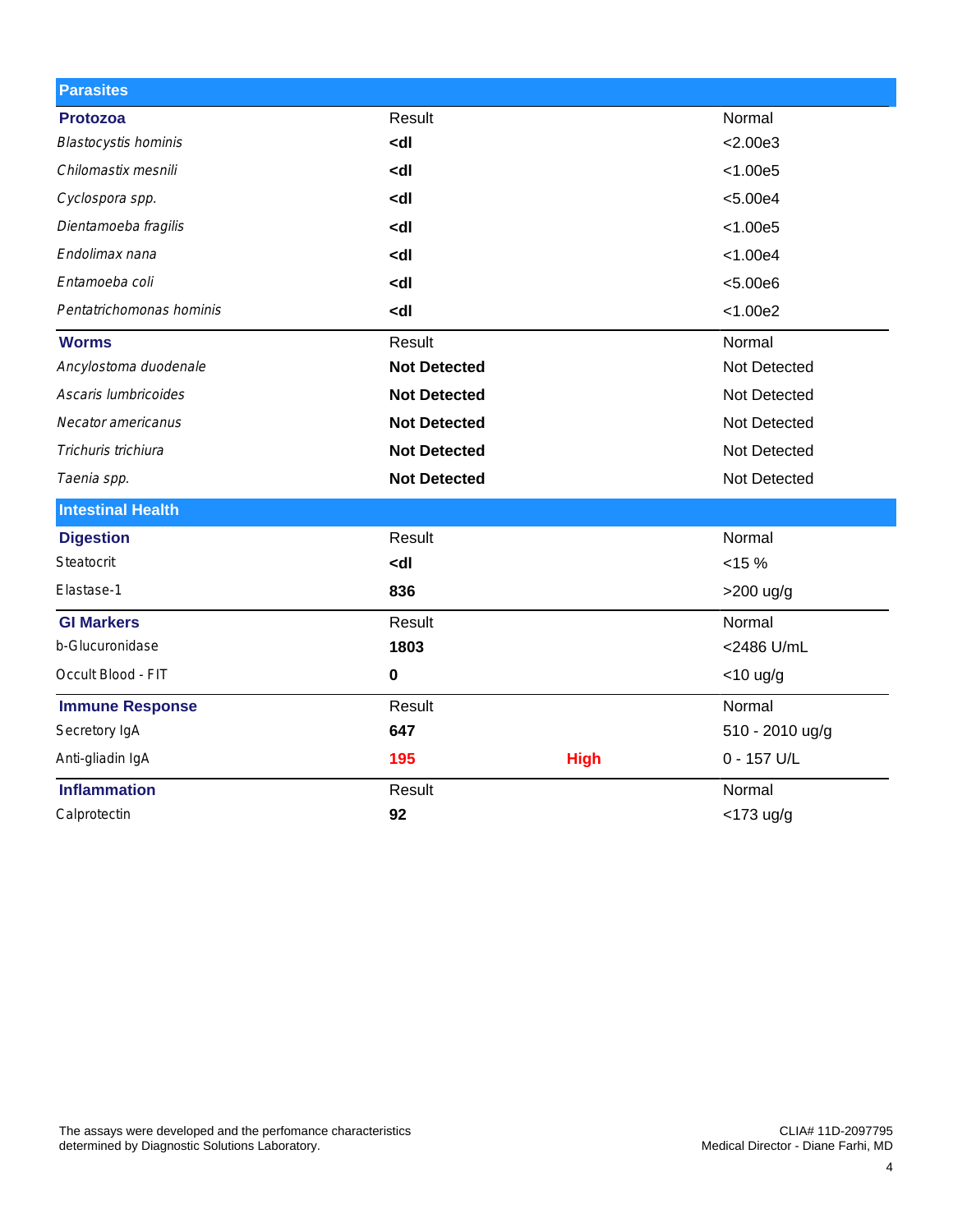## Parasites

| Protozoa | Result | | Normal |
|---|---|---|---|
| *Blastocystis hominis* | **<dl** | | <2.00e3 |
| *Chilomastix mesnili* | **<dl** | | <1.00e5 |
| *Cyclospora spp.* | **<dl** | | <5.00e4 |
| *Dientamoeba fragilis* | **<dl** | | <1.00e5 |
| *Endolimax nana* | **<dl** | | <1.00e4 |
| *Entamoeba coli* | **<dl** | | <5.00e6 |
| *Pentatrichomonas hominis* | **<dl** | | <1.00e2 |

| Worms | Result | | Normal |
|---|---|---|---|
| *Ancylostoma duodenale* | **Not Detected** | | Not Detected |
| *Ascaris lumbricoides* | **Not Detected** | | Not Detected |
| *Necator americanus* | **Not Detected** | | Not Detected |
| *Trichuris trichiura* | **Not Detected** | | Not Detected |
| *Taenia spp.* | **Not Detected** | | Not Detected |

## Intestinal Health

| Digestion | Result | | Normal |
|---|---|---|---|
| Steatocrit | **<dl** | | <15 % |
| Elastase-1 | **836** | | >200 ug/g |

| GI Markers | Result | | Normal |
|---|---|---|---|
| b-Glucuronidase | **1803** | | <2486 U/mL |
| Occult Blood - FIT | **0** | | <10 ug/g |

| Immune Response | Result | | Normal |
|---|---|---|---|
| Secretory IgA | **647** | | 510 - 2010 ug/g |
| Anti-gliadin IgA | **195** | **High** | 0 - 157 U/L |

| Inflammation | Result | | Normal |
|---|---|---|---|
| Calprotectin | **92** | | <173 ug/g |

The assays were developed and the perfomance characteristics determined by Diagnostic Solutions Laboratory.

CLIA# 11D-2097795
Medical Director - Diane Farhi, MD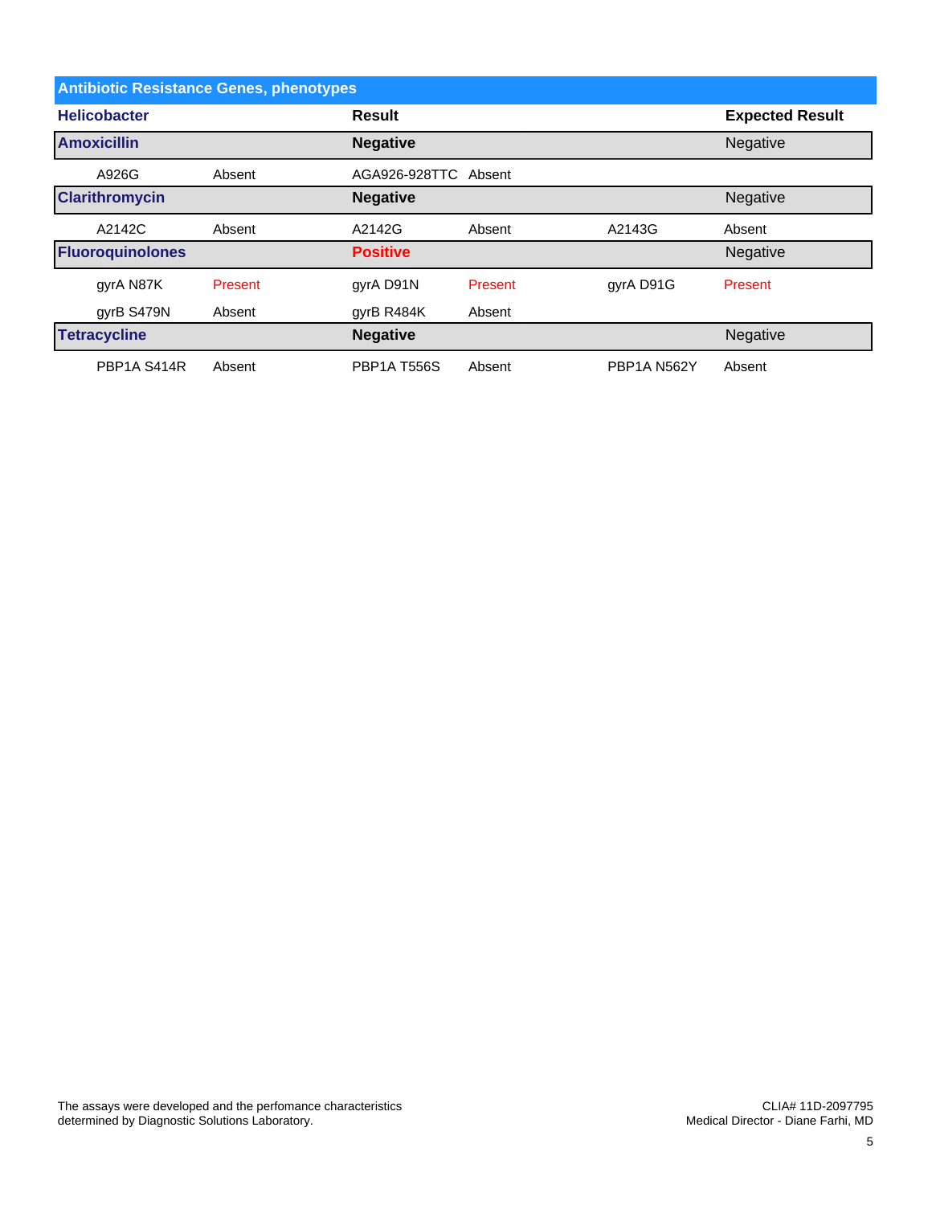## Antibiotic Resistance Genes, phenotypes

| Helicobacter | | Result | | | | Expected Result |
|---|---|---|---|---|---|---|
| **Amoxicillin** | | **Negative** | | | | Negative |
| A926G | Absent | AGA926-928TTC | Absent | | | |
| **Clarithromycin** | | **Negative** | | | | Negative |
| A2142C | Absent | A2142G | Absent | A2143G | Absent | |
| **Fluoroquinolones** | | **Positive** | | | | Negative |
| gyrA N87K | Present | gyrA D91N | Present | gyrA D91G | Present | |
| gyrB S479N | Absent | gyrB R484K | Absent | | | |
| **Tetracycline** | | **Negative** | | | | Negative |
| PBP1A S414R | Absent | PBP1A T556S | Absent | PBP1A N562Y | Absent | |

The assays were developed and the perfomance characteristics determined by Diagnostic Solutions Laboratory.

CLIA# 11D-2097795
Medical Director - Diane Farhi, MD